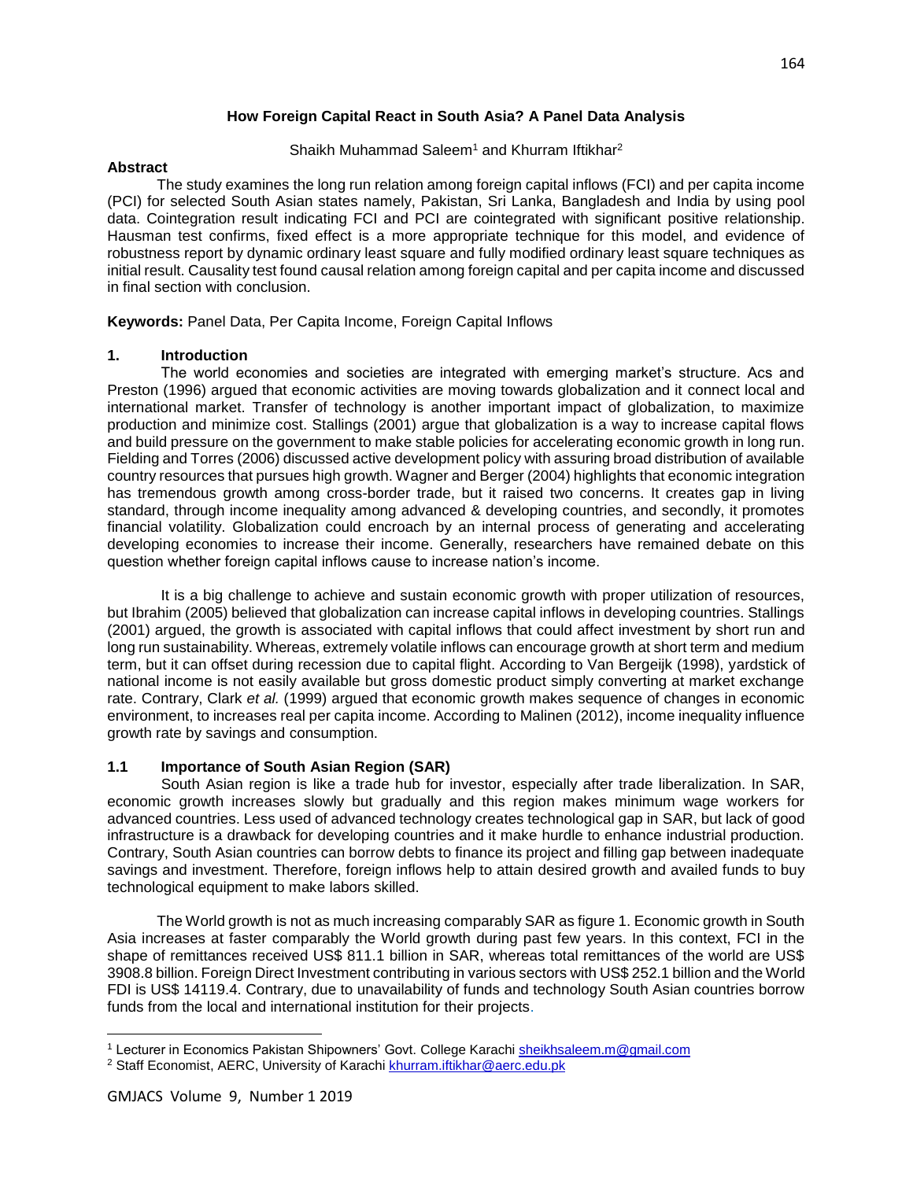# How Foreign Capital React in South Asia? A Panel Data Analysis

Shaikh Muhammad Saleem[1] and Khurram Iftikhar[2]

**Abstract**

The study examines the long run relation among foreign capital inflows (FCI) and per capita income (PCI) for selected South Asian states namely, Pakistan, Sri Lanka, Bangladesh and India by using pool data. Cointegration result indicating FCI and PCI are cointegrated with significant positive relationship. Hausman test confirms, fixed effect is a more appropriate technique for this model, and evidence of robustness report by dynamic ordinary least square and fully modified ordinary least square techniques as initial result. Causality test found causal relation among foreign capital and per capita income and discussed in final section with conclusion.

**Keywords:** Panel Data, Per Capita Income, Foreign Capital Inflows

## 1. Introduction

The world economies and societies are integrated with emerging market's structure. Acs and Preston (1996) argued that economic activities are moving towards globalization and it connect local and international market. Transfer of technology is another important impact of globalization, to maximize production and minimize cost. Stallings (2001) argue that globalization is a way to increase capital flows and build pressure on the government to make stable policies for accelerating economic growth in long run. Fielding and Torres (2006) discussed active development policy with assuring broad distribution of available country resources that pursues high growth. Wagner and Berger (2004) highlights that economic integration has tremendous growth among cross-border trade, but it raised two concerns. It creates gap in living standard, through income inequality among advanced & developing countries, and secondly, it promotes financial volatility. Globalization could encroach by an internal process of generating and accelerating developing economies to increase their income. Generally, researchers have remained debate on this question whether foreign capital inflows cause to increase nation's income.

It is a big challenge to achieve and sustain economic growth with proper utilization of resources, but Ibrahim (2005) believed that globalization can increase capital inflows in developing countries. Stallings (2001) argued, the growth is associated with capital inflows that could affect investment by short run and long run sustainability. Whereas, extremely volatile inflows can encourage growth at short term and medium term, but it can offset during recession due to capital flight. According to Van Bergeijk (1998), yardstick of national income is not easily available but gross domestic product simply converting at market exchange rate. Contrary, Clark *et al.* (1999) argued that economic growth makes sequence of changes in economic environment, to increases real per capita income. According to Malinen (2012), income inequality influence growth rate by savings and consumption.

### 1.1 Importance of South Asian Region (SAR)

South Asian region is like a trade hub for investor, especially after trade liberalization. In SAR, economic growth increases slowly but gradually and this region makes minimum wage workers for advanced countries. Less used of advanced technology creates technological gap in SAR, but lack of good infrastructure is a drawback for developing countries and it make hurdle to enhance industrial production. Contrary, South Asian countries can borrow debts to finance its project and filling gap between inadequate savings and investment. Therefore, foreign inflows help to attain desired growth and availed funds to buy technological equipment to make labors skilled.

The World growth is not as much increasing comparably SAR as figure 1. Economic growth in South Asia increases at faster comparably the World growth during past few years. In this context, FCI in the shape of remittances received US$ 811.1 billion in SAR, whereas total remittances of the world are US$ 3908.8 billion. Foreign Direct Investment contributing in various sectors with US$ 252.1 billion and the World FDI is US$ 14119.4. Contrary, due to unavailability of funds and technology South Asian countries borrow funds from the local and international institution for their projects.

---

[1] Lecturer in Economics Pakistan Shipowners' Govt. College Karachi sheikhsaleem.m@gmail.com

[2] Staff Economist, AERC, University of Karachi khurram.iftikhar@aerc.edu.pk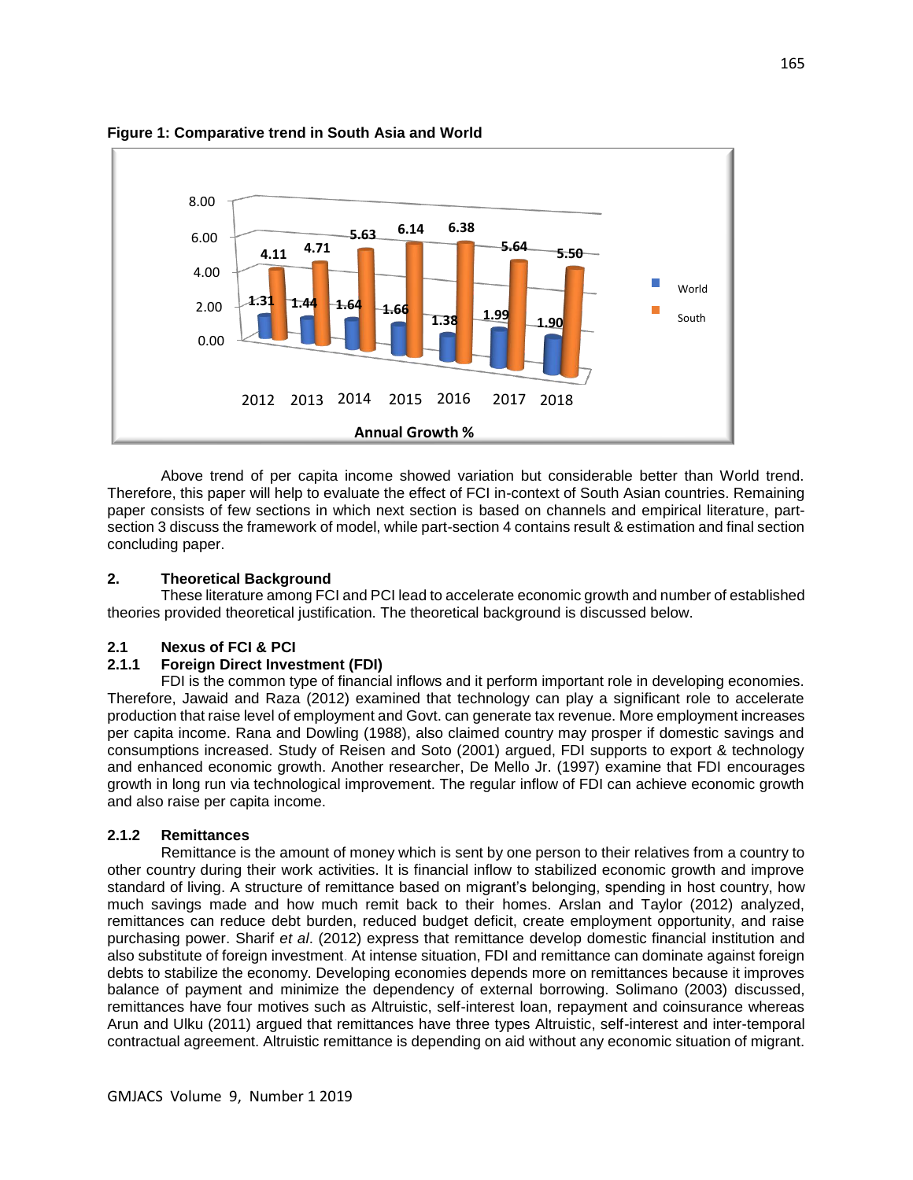**Figure 1: Comparative trend in South Asia and World**

| Annual Growth % | 2012 | 2013 | 2014 | 2015 | 2016 | 2017 | 2018 |
|---|---|---|---|---|---|---|---|
| World | 1.31 | 1.44 | 1.64 | 1.66 | 1.38 | 1.99 | 1.90 |
| South | 4.11 | 4.71 | 5.63 | 6.14 | 6.38 | 5.64 | 5.50 |

Above trend of per capita income showed variation but considerable better than World trend. Therefore, this paper will help to evaluate the effect of FCI in-context of South Asian countries. Remaining paper consists of few sections in which next section is based on channels and empirical literature, part-section 3 discuss the framework of model, while part-section 4 contains result & estimation and final section concluding paper.

## 2. Theoretical Background

These literature among FCI and PCI lead to accelerate economic growth and number of established theories provided theoretical justification. The theoretical background is discussed below.

### 2.1 Nexus of FCI & PCI

#### 2.1.1 Foreign Direct Investment (FDI)

FDI is the common type of financial inflows and it perform important role in developing economies. Therefore, Jawaid and Raza (2012) examined that technology can play a significant role to accelerate production that raise level of employment and Govt. can generate tax revenue. More employment increases per capita income. Rana and Dowling (1988), also claimed country may prosper if domestic savings and consumptions increased. Study of Reisen and Soto (2001) argued, FDI supports to export & technology and enhanced economic growth. Another researcher, De Mello Jr. (1997) examine that FDI encourages growth in long run via technological improvement. The regular inflow of FDI can achieve economic growth and also raise per capita income.

#### 2.1.2 Remittances

Remittance is the amount of money which is sent by one person to their relatives from a country to other country during their work activities. It is financial inflow to stabilized economic growth and improve standard of living. A structure of remittance based on migrant's belonging, spending in host country, how much savings made and how much remit back to their homes. Arslan and Taylor (2012) analyzed, remittances can reduce debt burden, reduced budget deficit, create employment opportunity, and raise purchasing power. Sharif *et al*. (2012) express that remittance develop domestic financial institution and also substitute of foreign investment. At intense situation, FDI and remittance can dominate against foreign debts to stabilize the economy. Developing economies depends more on remittances because it improves balance of payment and minimize the dependency of external borrowing. Solimano (2003) discussed, remittances have four motives such as Altruistic, self-interest loan, repayment and coinsurance whereas Arun and Ulku (2011) argued that remittances have three types Altruistic, self-interest and inter-temporal contractual agreement. Altruistic remittance is depending on aid without any economic situation of migrant.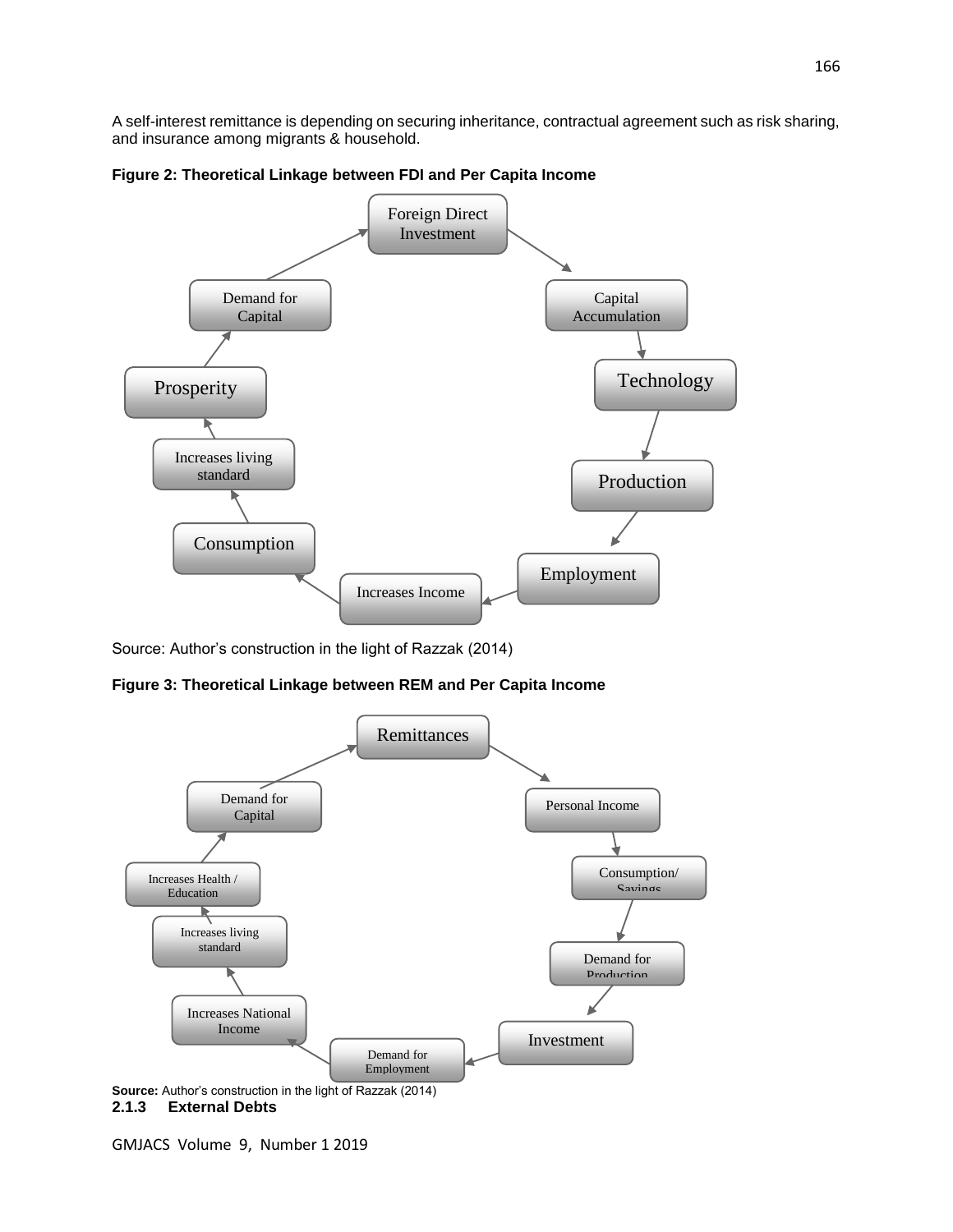A self-interest remittance is depending on securing inheritance, contractual agreement such as risk sharing, and insurance among migrants & household.

**Figure 2: Theoretical Linkage between FDI and Per Capita Income**

Foreign Direct Investment → Capital Accumulation → Technology → Production → Employment → Increases Income → Consumption → Increases living standard → Prosperity → Demand for Capital → Foreign Direct Investment

Source: Author's construction in the light of Razzak (2014)

**Figure 3: Theoretical Linkage between REM and Per Capita Income**

Remittances → Personal Income → Consumption/ Savings → Demand for Production → Investment → Demand for Employment → Increases National Income → Increases living standard → Increases Health / Education → Demand for Capital → Remittances

**Source:** Author's construction in the light of Razzak (2014)

### 2.1.3 External Debts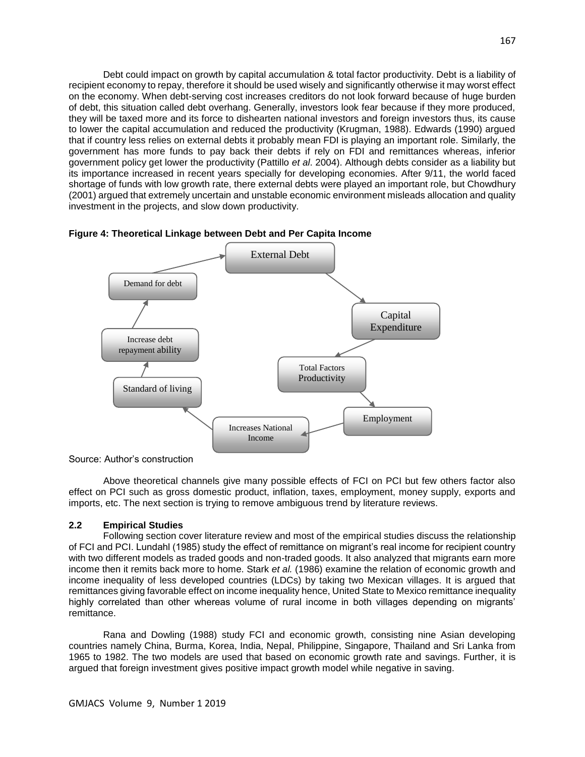Debt could impact on growth by capital accumulation & total factor productivity. Debt is a liability of recipient economy to repay, therefore it should be used wisely and significantly otherwise it may worst effect on the economy. When debt-serving cost increases creditors do not look forward because of huge burden of debt, this situation called debt overhang. Generally, investors look fear because if they more produced, they will be taxed more and its force to dishearten national investors and foreign investors thus, its cause to lower the capital accumulation and reduced the productivity (Krugman, 1988). Edwards (1990) argued that if country less relies on external debts it probably mean FDI is playing an important role. Similarly, the government has more funds to pay back their debts if rely on FDI and remittances whereas, inferior government policy get lower the productivity (Pattillo *et al*. 2004). Although debts consider as a liability but its importance increased in recent years specially for developing economies. After 9/11, the world faced shortage of funds with low growth rate, there external debts were played an important role, but Chowdhury (2001) argued that extremely uncertain and unstable economic environment misleads allocation and quality investment in the projects, and slow down productivity.

**Figure 4: Theoretical Linkage between Debt and Per Capita Income**

Source: Author's construction

Above theoretical channels give many possible effects of FCI on PCI but few others factor also effect on PCI such as gross domestic product, inflation, taxes, employment, money supply, exports and imports, etc. The next section is trying to remove ambiguous trend by literature reviews.

### 2.2 Empirical Studies

Following section cover literature review and most of the empirical studies discuss the relationship of FCI and PCI. Lundahl (1985) study the effect of remittance on migrant's real income for recipient country with two different models as traded goods and non-traded goods. It also analyzed that migrants earn more income then it remits back more to home. Stark *et al.* (1986) examine the relation of economic growth and income inequality of less developed countries (LDCs) by taking two Mexican villages. It is argued that remittances giving favorable effect on income inequality hence, United State to Mexico remittance inequality highly correlated than other whereas volume of rural income in both villages depending on migrants' remittance.

Rana and Dowling (1988) study FCI and economic growth, consisting nine Asian developing countries namely China, Burma, Korea, India, Nepal, Philippine, Singapore, Thailand and Sri Lanka from 1965 to 1982. The two models are used that based on economic growth rate and savings. Further, it is argued that foreign investment gives positive impact growth model while negative in saving.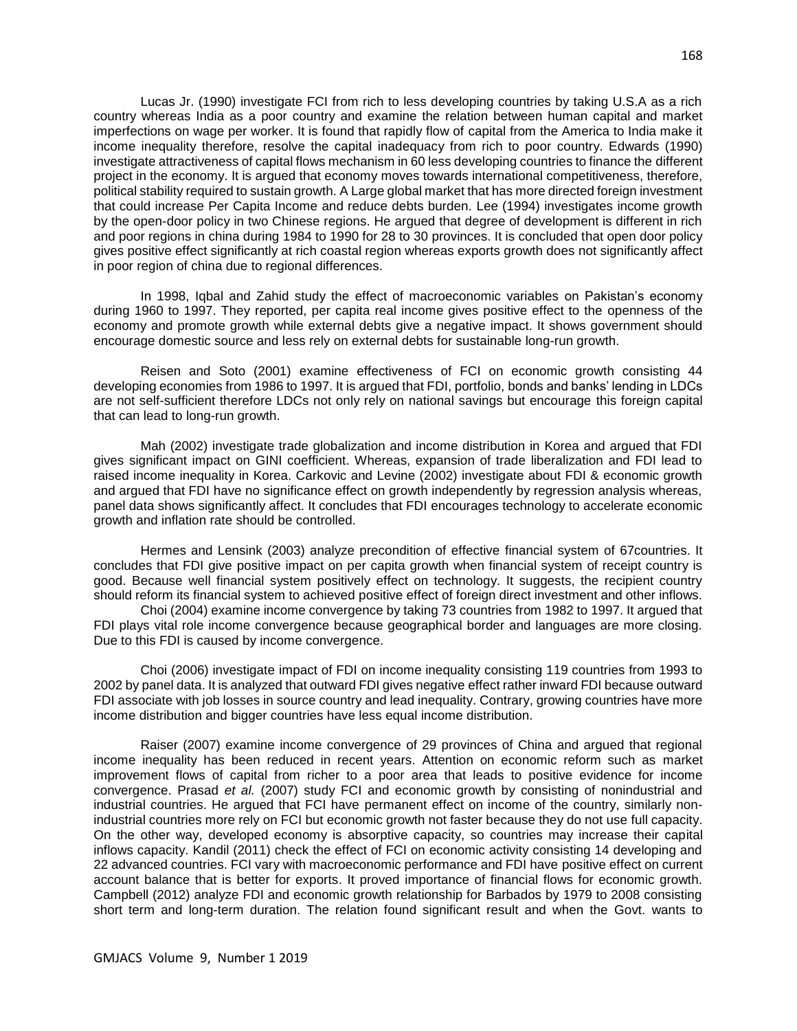Lucas Jr. (1990) investigate FCI from rich to less developing countries by taking U.S.A as a rich country whereas India as a poor country and examine the relation between human capital and market imperfections on wage per worker. It is found that rapidly flow of capital from the America to India make it income inequality therefore, resolve the capital inadequacy from rich to poor country. Edwards (1990) investigate attractiveness of capital flows mechanism in 60 less developing countries to finance the different project in the economy. It is argued that economy moves towards international competitiveness, therefore, political stability required to sustain growth. A Large global market that has more directed foreign investment that could increase Per Capita Income and reduce debts burden. Lee (1994) investigates income growth by the open-door policy in two Chinese regions. He argued that degree of development is different in rich and poor regions in china during 1984 to 1990 for 28 to 30 provinces. It is concluded that open door policy gives positive effect significantly at rich coastal region whereas exports growth does not significantly affect in poor region of china due to regional differences.

In 1998, Iqbal and Zahid study the effect of macroeconomic variables on Pakistan's economy during 1960 to 1997. They reported, per capita real income gives positive effect to the openness of the economy and promote growth while external debts give a negative impact. It shows government should encourage domestic source and less rely on external debts for sustainable long-run growth.

Reisen and Soto (2001) examine effectiveness of FCI on economic growth consisting 44 developing economies from 1986 to 1997. It is argued that FDI, portfolio, bonds and banks' lending in LDCs are not self-sufficient therefore LDCs not only rely on national savings but encourage this foreign capital that can lead to long-run growth.

Mah (2002) investigate trade globalization and income distribution in Korea and argued that FDI gives significant impact on GINI coefficient. Whereas, expansion of trade liberalization and FDI lead to raised income inequality in Korea. Carkovic and Levine (2002) investigate about FDI & economic growth and argued that FDI have no significance effect on growth independently by regression analysis whereas, panel data shows significantly affect. It concludes that FDI encourages technology to accelerate economic growth and inflation rate should be controlled.

Hermes and Lensink (2003) analyze precondition of effective financial system of 67countries. It concludes that FDI give positive impact on per capita growth when financial system of receipt country is good. Because well financial system positively effect on technology. It suggests, the recipient country should reform its financial system to achieved positive effect of foreign direct investment and other inflows.

Choi (2004) examine income convergence by taking 73 countries from 1982 to 1997. It argued that FDI plays vital role income convergence because geographical border and languages are more closing. Due to this FDI is caused by income convergence.

Choi (2006) investigate impact of FDI on income inequality consisting 119 countries from 1993 to 2002 by panel data. It is analyzed that outward FDI gives negative effect rather inward FDI because outward FDI associate with job losses in source country and lead inequality. Contrary, growing countries have more income distribution and bigger countries have less equal income distribution.

Raiser (2007) examine income convergence of 29 provinces of China and argued that regional income inequality has been reduced in recent years. Attention on economic reform such as market improvement flows of capital from richer to a poor area that leads to positive evidence for income convergence. Prasad *et al.* (2007) study FCI and economic growth by consisting of nonindustrial and industrial countries. He argued that FCI have permanent effect on income of the country, similarly non-industrial countries more rely on FCI but economic growth not faster because they do not use full capacity. On the other way, developed economy is absorptive capacity, so countries may increase their capital inflows capacity. Kandil (2011) check the effect of FCI on economic activity consisting 14 developing and 22 advanced countries. FCI vary with macroeconomic performance and FDI have positive effect on current account balance that is better for exports. It proved importance of financial flows for economic growth. Campbell (2012) analyze FDI and economic growth relationship for Barbados by 1979 to 2008 consisting short term and long-term duration. The relation found significant result and when the Govt. wants to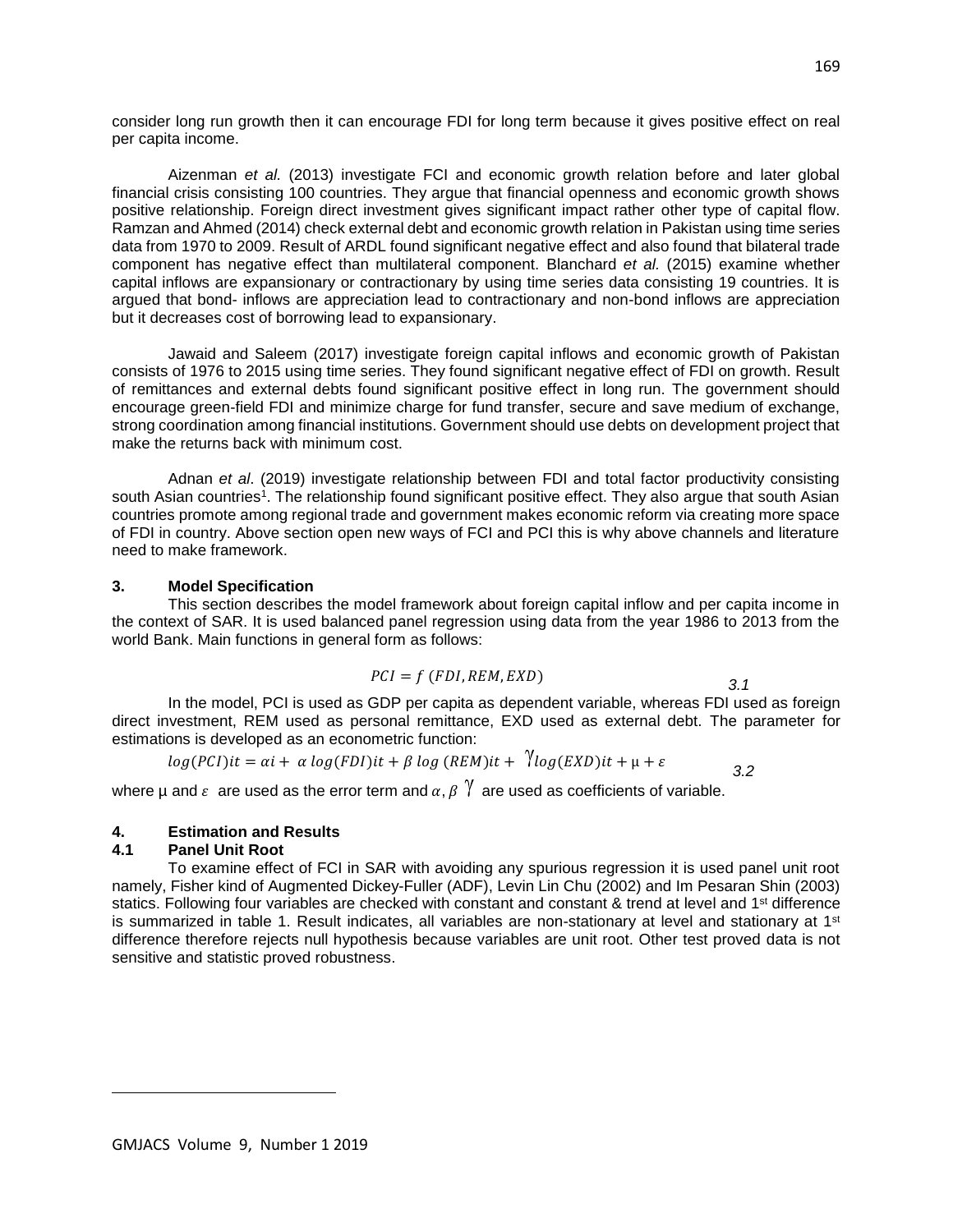consider long run growth then it can encourage FDI for long term because it gives positive effect on real per capita income.

Aizenman *et al.* (2013) investigate FCI and economic growth relation before and later global financial crisis consisting 100 countries. They argue that financial openness and economic growth shows positive relationship. Foreign direct investment gives significant impact rather other type of capital flow. Ramzan and Ahmed (2014) check external debt and economic growth relation in Pakistan using time series data from 1970 to 2009. Result of ARDL found significant negative effect and also found that bilateral trade component has negative effect than multilateral component. Blanchard *et al.* (2015) examine whether capital inflows are expansionary or contractionary by using time series data consisting 19 countries. It is argued that bond- inflows are appreciation lead to contractionary and non-bond inflows are appreciation but it decreases cost of borrowing lead to expansionary.

Jawaid and Saleem (2017) investigate foreign capital inflows and economic growth of Pakistan consists of 1976 to 2015 using time series. They found significant negative effect of FDI on growth. Result of remittances and external debts found significant positive effect in long run. The government should encourage green-field FDI and minimize charge for fund transfer, secure and save medium of exchange, strong coordination among financial institutions. Government should use debts on development project that make the returns back with minimum cost.

Adnan *et al*. (2019) investigate relationship between FDI and total factor productivity consisting south Asian countries[1]. The relationship found significant positive effect. They also argue that south Asian countries promote among regional trade and government makes economic reform via creating more space of FDI in country. Above section open new ways of FCI and PCI this is why above channels and literature need to make framework.

## 3. Model Specification

This section describes the model framework about foreign capital inflow and per capita income in the context of SAR. It is used balanced panel regression using data from the year 1986 to 2013 from the world Bank. Main functions in general form as follows:

$$PCI = f\,(FDI, REM, EXD) \qquad 3.1$$

In the model, PCI is used as GDP per capita as dependent variable, whereas FDI used as foreign direct investment, REM used as personal remittance, EXD used as external debt. The parameter for estimations is developed as an econometric function:

$$log(PCI)it = \alpha i + \ \alpha\ log(FDI)it + \beta\ log\ (REM)it + \ \gamma log(EXD)it + \mu + \varepsilon \qquad 3.2$$

where μ and $\varepsilon$ are used as the error term and $\alpha, \beta\ \gamma$ are used as coefficients of variable.

## 4. Estimation and Results

### 4.1 Panel Unit Root

To examine effect of FCI in SAR with avoiding any spurious regression it is used panel unit root namely, Fisher kind of Augmented Dickey-Fuller (ADF), Levin Lin Chu (2002) and Im Pesaran Shin (2003) statics. Following four variables are checked with constant and constant & trend at level and 1st difference is summarized in table 1. Result indicates, all variables are non-stationary at level and stationary at 1st difference therefore rejects null hypothesis because variables are unit root. Other test proved data is not sensitive and statistic proved robustness.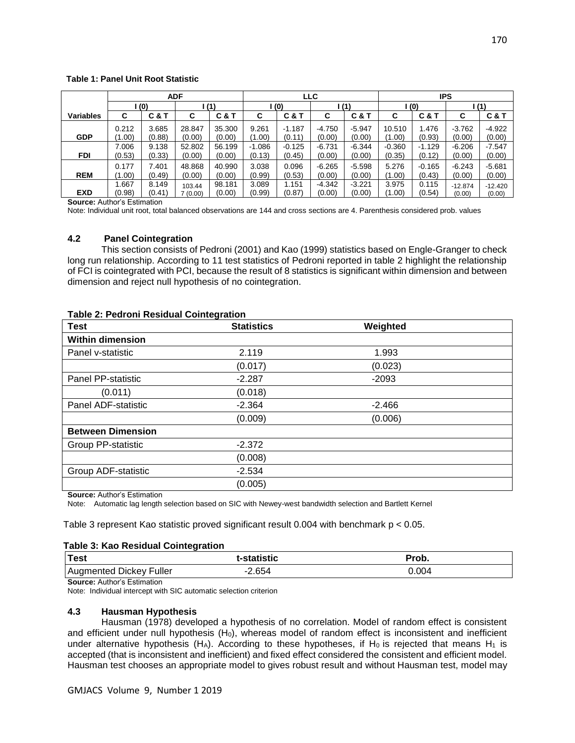**Table 1: Panel Unit Root Statistic**

| | ADF | | | | LLC | | | | IPS | | | |
|---|---|---|---|---|---|---|---|---|---|---|---|---|
| | I (0) | | I (1) | | I (0) | | I (1) | | I (0) | | I (1) | |
| **Variables** | **C** | **C & T** | **C** | **C & T** | **C** | **C & T** | **C** | **C & T** | **C** | **C & T** | **C** | **C & T** |
| **GDP** | 0.212 (1.00) | 3.685 (0.88) | 28.847 (0.00) | 35.300 (0.00) | 9.261 (1.00) | -1.187 (0.11) | -4.750 (0.00) | -5.947 (0.00) | 10.510 (1.00) | 1.476 (0.93) | -3.762 (0.00) | -4.922 (0.00) |
| **FDI** | 7.006 (0.53) | 9.138 (0.33) | 52.802 (0.00) | 56.199 (0.00) | -1.086 (0.13) | -0.125 (0.45) | -6.731 (0.00) | -6.344 (0.00) | -0.360 (0.35) | -1.129 (0.12) | -6.206 (0.00) | -7.547 (0.00) |
| **REM** | 0.177 (1.00) | 7.401 (0.49) | 48.868 (0.00) | 40.990 (0.00) | 3.038 (0.99) | 0.096 (0.53) | -6.265 (0.00) | -5.598 (0.00) | 5.276 (1.00) | -0.165 (0.43) | -6.243 (0.00) | -5.681 (0.00) |
| **EXD** | 1.667 (0.98) | 8.149 (0.41) | 103.447 (0.00) | 98.181 (0.00) | 3.089 (0.99) | 1.151 (0.87) | -4.342 (0.00) | -3.221 (0.00) | 3.975 (1.00) | 0.115 (0.54) | -12.874 (0.00) | -12.420 (0.00) |

**Source:** Author's Estimation

Note: Individual unit root, total balanced observations are 144 and cross sections are 4. Parenthesis considered prob. values

### 4.2 Panel Cointegration

This section consists of Pedroni (2001) and Kao (1999) statistics based on Engle-Granger to check long run relationship. According to 11 test statistics of Pedroni reported in table 2 highlight the relationship of FCI is cointegrated with PCI, because the result of 8 statistics is significant within dimension and between dimension and reject null hypothesis of no cointegration.

**Table 2: Pedroni Residual Cointegration**

| Test | Statistics | Weighted |
|---|---|---|
| **Within dimension** | | |
| Panel v-statistic | 2.119 | 1.993 |
| | (0.017) | (0.023) |
| Panel PP-statistic | -2.287 | -2093 |
| (0.011) | (0.018) | |
| Panel ADF-statistic | -2.364 | -2.466 |
| | (0.009) | (0.006) |
| **Between Dimension** | | |
| Group PP-statistic | -2.372 | |
| | (0.008) | |
| Group ADF-statistic | -2.534 | |
| | (0.005) | |

**Source:** Author's Estimation

Note: Automatic lag length selection based on SIC with Newey-west bandwidth selection and Bartlett Kernel

Table 3 represent Kao statistic proved significant result 0.004 with benchmark $p < 0.05$.

**Table 3: Kao Residual Cointegration**

| Test | t-statistic | Prob. |
|---|---|---|
| Augmented Dickey Fuller | -2.654 | 0.004 |

**Source:** Author's Estimation

Note: Individual intercept with SIC automatic selection criterion

### 4.3 Hausman Hypothesis

Hausman (1978) developed a hypothesis of no correlation. Model of random effect is consistent and efficient under null hypothesis ($H_0$), whereas model of random effect is inconsistent and inefficient under alternative hypothesis ($H_A$). According to these hypotheses, if $H_0$ is rejected that means $H_1$ is accepted (that is inconsistent and inefficient) and fixed effect considered the consistent and efficient model. Hausman test chooses an appropriate model to gives robust result and without Hausman test, model may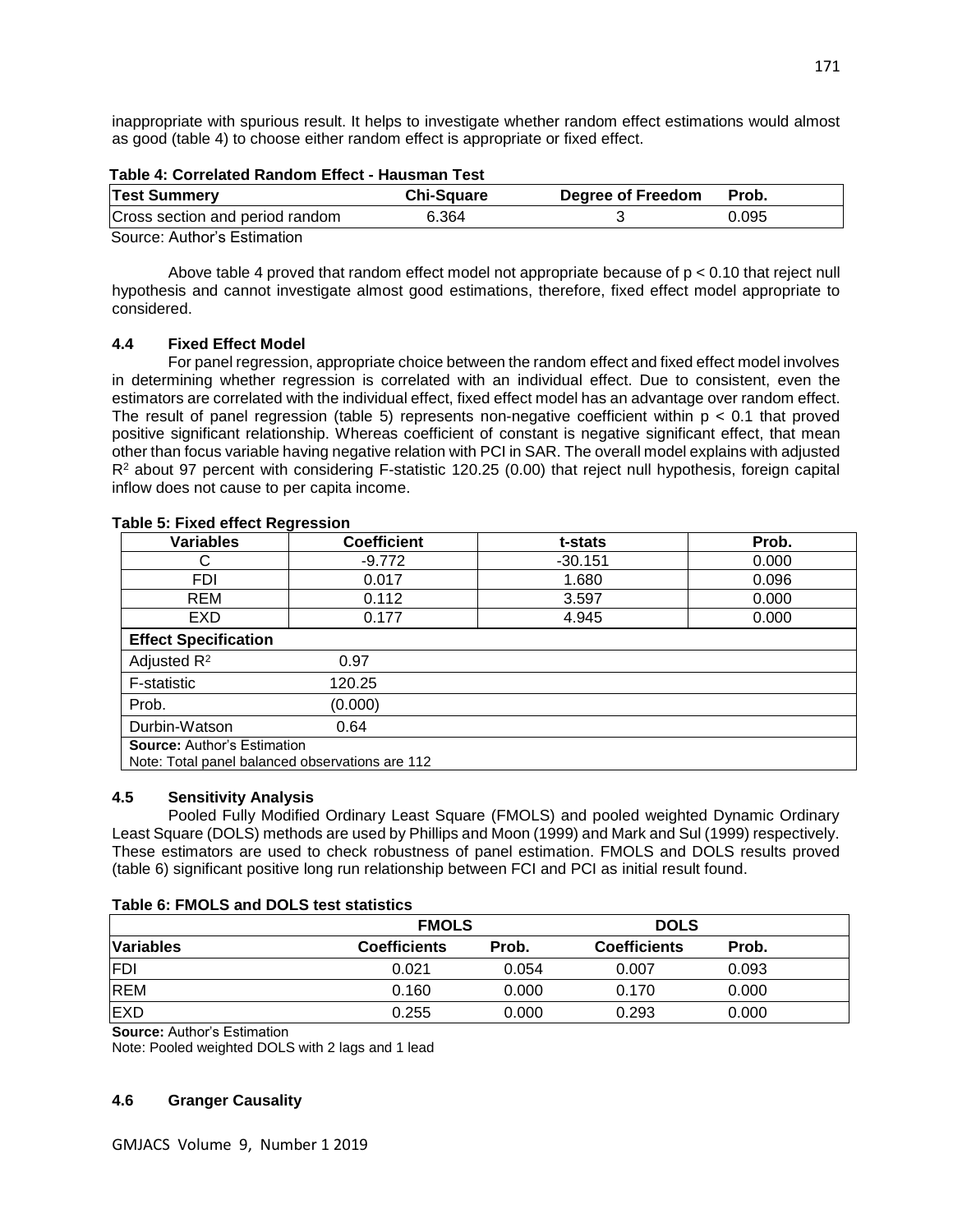inappropriate with spurious result. It helps to investigate whether random effect estimations would almost as good (table 4) to choose either random effect is appropriate or fixed effect.

**Table 4: Correlated Random Effect - Hausman Test**

| Test Summery | Chi-Square | Degree of Freedom | Prob. |
|---|---|---|---|
| Cross section and period random | 6.364 | 3 | 0.095 |

Source: Author's Estimation

Above table 4 proved that random effect model not appropriate because of $p < 0.10$ that reject null hypothesis and cannot investigate almost good estimations, therefore, fixed effect model appropriate to considered.

### 4.4 Fixed Effect Model

For panel regression, appropriate choice between the random effect and fixed effect model involves in determining whether regression is correlated with an individual effect. Due to consistent, even the estimators are correlated with the individual effect, fixed effect model has an advantage over random effect. The result of panel regression (table 5) represents non-negative coefficient within $p < 0.1$ that proved positive significant relationship. Whereas coefficient of constant is negative significant effect, that mean other than focus variable having negative relation with PCI in SAR. The overall model explains with adjusted $R^2$ about 97 percent with considering F-statistic 120.25 (0.00) that reject null hypothesis, foreign capital inflow does not cause to per capita income.

**Table 5: Fixed effect Regression**

| Variables | Coefficient | t-stats | Prob. |
|---|---|---|---|
| C | -9.772 | -30.151 | 0.000 |
| FDI | 0.017 | 1.680 | 0.096 |
| REM | 0.112 | 3.597 | 0.000 |
| EXD | 0.177 | 4.945 | 0.000 |
| **Effect Specification** | | | |
| Adjusted $R^2$ | 0.97 | | |
| F-statistic | 120.25 | | |
| Prob. | (0.000) | | |
| Durbin-Watson | 0.64 | | |

**Source:** Author's Estimation
Note: Total panel balanced observations are 112

### 4.5 Sensitivity Analysis

Pooled Fully Modified Ordinary Least Square (FMOLS) and pooled weighted Dynamic Ordinary Least Square (DOLS) methods are used by Phillips and Moon (1999) and Mark and Sul (1999) respectively. These estimators are used to check robustness of panel estimation. FMOLS and DOLS results proved (table 6) significant positive long run relationship between FCI and PCI as initial result found.

**Table 6: FMOLS and DOLS test statistics**

| | FMOLS | | DOLS | |
|---|---|---|---|---|
| **Variables** | **Coefficients** | **Prob.** | **Coefficients** | **Prob.** |
| FDI | 0.021 | 0.054 | 0.007 | 0.093 |
| REM | 0.160 | 0.000 | 0.170 | 0.000 |
| EXD | 0.255 | 0.000 | 0.293 | 0.000 |

**Source:** Author's Estimation
Note: Pooled weighted DOLS with 2 lags and 1 lead

### 4.6 Granger Causality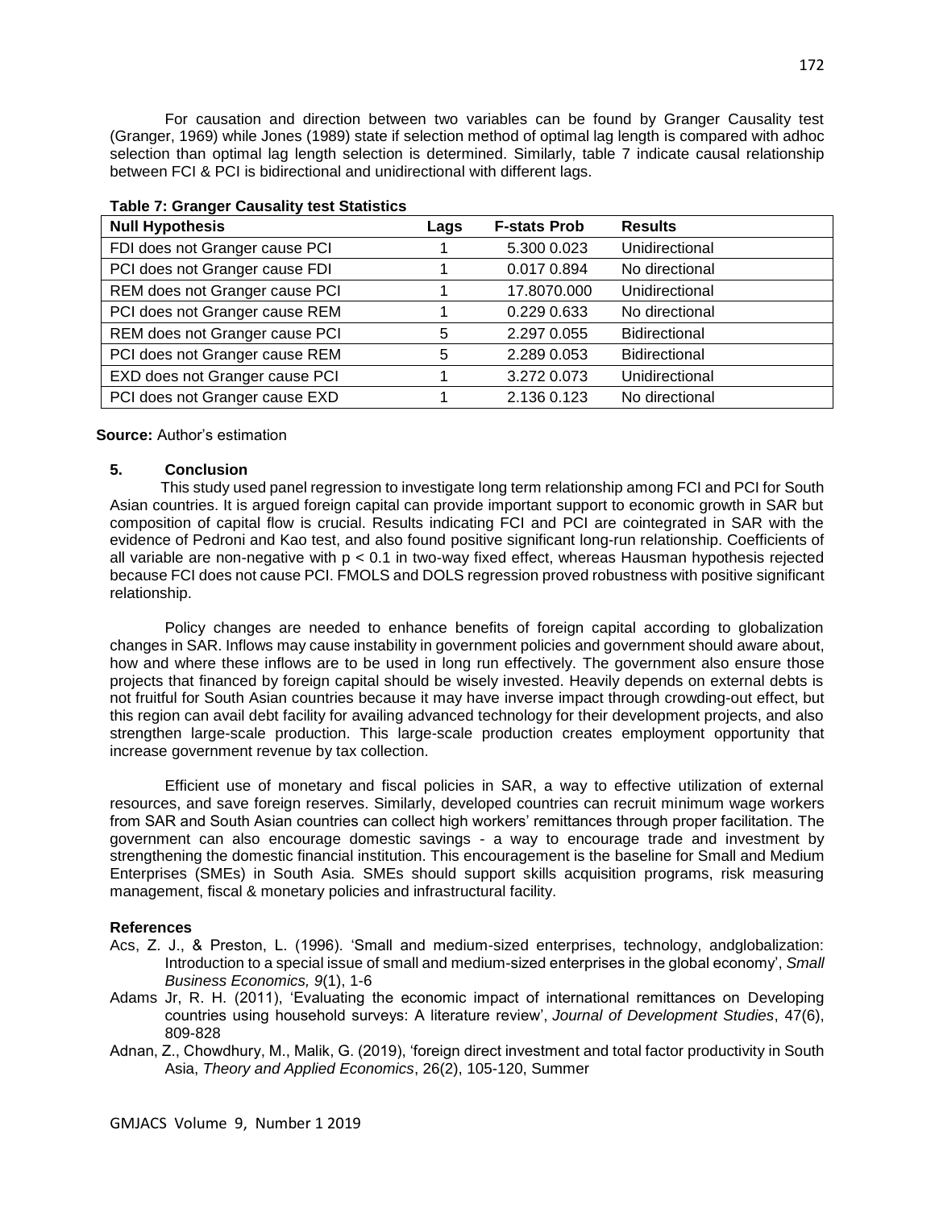For causation and direction between two variables can be found by Granger Causality test (Granger, 1969) while Jones (1989) state if selection method of optimal lag length is compared with adhoc selection than optimal lag length selection is determined. Similarly, table 7 indicate causal relationship between FCI & PCI is bidirectional and unidirectional with different lags.

**Table 7: Granger Causality test Statistics**

| Null Hypothesis | Lags | F-stats Prob | Results |
|---|---|---|---|
| FDI does not Granger cause PCI | 1 | 5.300 0.023 | Unidirectional |
| PCI does not Granger cause FDI | 1 | 0.017 0.894 | No directional |
| REM does not Granger cause PCI | 1 | 17.8070.000 | Unidirectional |
| PCI does not Granger cause REM | 1 | 0.229 0.633 | No directional |
| REM does not Granger cause PCI | 5 | 2.297 0.055 | Bidirectional |
| PCI does not Granger cause REM | 5 | 2.289 0.053 | Bidirectional |
| EXD does not Granger cause PCI | 1 | 3.272 0.073 | Unidirectional |
| PCI does not Granger cause EXD | 1 | 2.136 0.123 | No directional |

**Source:** Author's estimation

## 5. Conclusion

This study used panel regression to investigate long term relationship among FCI and PCI for South Asian countries. It is argued foreign capital can provide important support to economic growth in SAR but composition of capital flow is crucial. Results indicating FCI and PCI are cointegrated in SAR with the evidence of Pedroni and Kao test, and also found positive significant long-run relationship. Coefficients of all variable are non-negative with $p < 0.1$ in two-way fixed effect, whereas Hausman hypothesis rejected because FCI does not cause PCI. FMOLS and DOLS regression proved robustness with positive significant relationship.

Policy changes are needed to enhance benefits of foreign capital according to globalization changes in SAR. Inflows may cause instability in government policies and government should aware about, how and where these inflows are to be used in long run effectively. The government also ensure those projects that financed by foreign capital should be wisely invested. Heavily depends on external debts is not fruitful for South Asian countries because it may have inverse impact through crowding-out effect, but this region can avail debt facility for availing advanced technology for their development projects, and also strengthen large-scale production. This large-scale production creates employment opportunity that increase government revenue by tax collection.

Efficient use of monetary and fiscal policies in SAR, a way to effective utilization of external resources, and save foreign reserves. Similarly, developed countries can recruit minimum wage workers from SAR and South Asian countries can collect high workers' remittances through proper facilitation. The government can also encourage domestic savings - a way to encourage trade and investment by strengthening the domestic financial institution. This encouragement is the baseline for Small and Medium Enterprises (SMEs) in South Asia. SMEs should support skills acquisition programs, risk measuring management, fiscal & monetary policies and infrastructural facility.

## References

Acs, Z. J., & Preston, L. (1996). 'Small and medium-sized enterprises, technology, andglobalization: Introduction to a special issue of small and medium-sized enterprises in the global economy', *Small Business Economics, 9*(1), 1-6

Adams Jr, R. H. (2011), 'Evaluating the economic impact of international remittances on Developing countries using household surveys: A literature review', *Journal of Development Studies*, 47(6), 809-828

Adnan, Z., Chowdhury, M., Malik, G. (2019), 'foreign direct investment and total factor productivity in South Asia, *Theory and Applied Economics*, 26(2), 105-120, Summer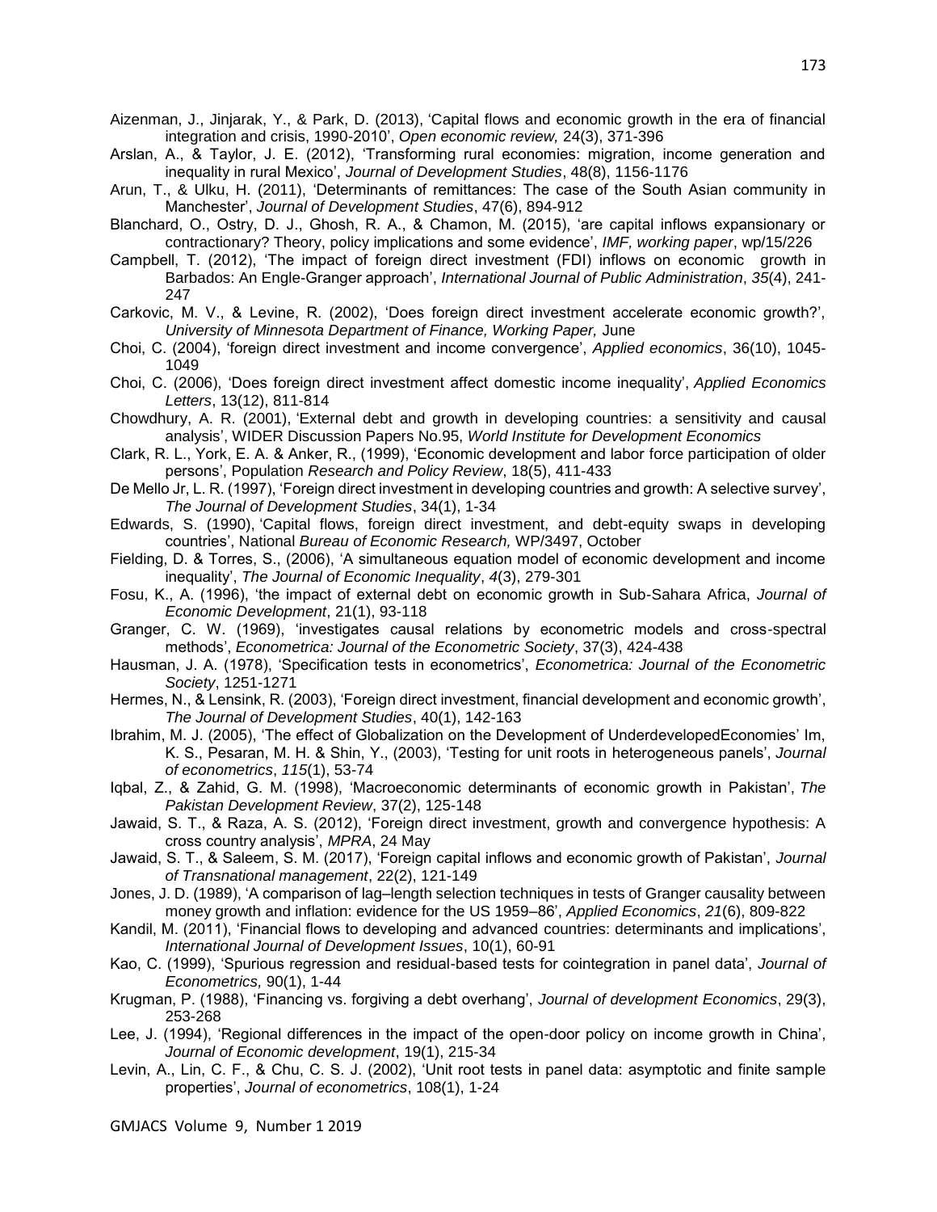Aizenman, J., Jinjarak, Y., & Park, D. (2013), 'Capital flows and economic growth in the era of financial integration and crisis, 1990-2010', *Open economic review,* 24(3), 371-396

Arslan, A., & Taylor, J. E. (2012), 'Transforming rural economies: migration, income generation and inequality in rural Mexico', *Journal of Development Studies*, 48(8), 1156-1176

Arun, T., & Ulku, H. (2011), 'Determinants of remittances: The case of the South Asian community in Manchester', *Journal of Development Studies*, 47(6), 894-912

Blanchard, O., Ostry, D. J., Ghosh, R. A., & Chamon, M. (2015), 'are capital inflows expansionary or contractionary? Theory, policy implications and some evidence', *IMF, working paper*, wp/15/226

Campbell, T. (2012), 'The impact of foreign direct investment (FDI) inflows on economic growth in Barbados: An Engle-Granger approach', *International Journal of Public Administration*, *35*(4), 241-247

Carkovic, M. V., & Levine, R. (2002), 'Does foreign direct investment accelerate economic growth?', *University of Minnesota Department of Finance, Working Paper,* June

Choi, C. (2004), 'foreign direct investment and income convergence', *Applied economics*, 36(10), 1045-1049

Choi, C. (2006), 'Does foreign direct investment affect domestic income inequality', *Applied Economics Letters*, 13(12), 811-814

Chowdhury, A. R. (2001), 'External debt and growth in developing countries: a sensitivity and causal analysis', WIDER Discussion Papers No.95, *World Institute for Development Economics*

Clark, R. L., York, E. A. & Anker, R., (1999), 'Economic development and labor force participation of older persons', Population *Research and Policy Review*, 18(5), 411-433

De Mello Jr, L. R. (1997), 'Foreign direct investment in developing countries and growth: A selective survey', *The Journal of Development Studies*, 34(1), 1-34

Edwards, S. (1990), 'Capital flows, foreign direct investment, and debt-equity swaps in developing countries', National *Bureau of Economic Research,* WP/3497, October

Fielding, D. & Torres, S., (2006), 'A simultaneous equation model of economic development and income inequality', *The Journal of Economic Inequality*, *4*(3), 279-301

Fosu, K., A. (1996), 'the impact of external debt on economic growth in Sub-Sahara Africa, *Journal of Economic Development*, 21(1), 93-118

Granger, C. W. (1969), 'investigates causal relations by econometric models and cross-spectral methods', *Econometrica: Journal of the Econometric Society*, 37(3), 424-438

Hausman, J. A. (1978), 'Specification tests in econometrics', *Econometrica: Journal of the Econometric Society*, 1251-1271

Hermes, N., & Lensink, R. (2003), 'Foreign direct investment, financial development and economic growth', *The Journal of Development Studies*, 40(1), 142-163

Ibrahim, M. J. (2005), 'The effect of Globalization on the Development of UnderdevelopedEconomies' Im, K. S., Pesaran, M. H. & Shin, Y., (2003), 'Testing for unit roots in heterogeneous panels', *Journal of econometrics*, *115*(1), 53-74

Iqbal, Z., & Zahid, G. M. (1998), 'Macroeconomic determinants of economic growth in Pakistan', *The Pakistan Development Review*, 37(2), 125-148

Jawaid, S. T., & Raza, A. S. (2012), 'Foreign direct investment, growth and convergence hypothesis: A cross country analysis', *MPRA*, 24 May

Jawaid, S. T., & Saleem, S. M. (2017), 'Foreign capital inflows and economic growth of Pakistan', *Journal of Transnational management*, 22(2), 121-149

Jones, J. D. (1989), 'A comparison of lag–length selection techniques in tests of Granger causality between money growth and inflation: evidence for the US 1959–86', *Applied Economics*, *21*(6), 809-822

Kandil, M. (2011), 'Financial flows to developing and advanced countries: determinants and implications', *International Journal of Development Issues*, 10(1), 60-91

Kao, C. (1999), 'Spurious regression and residual-based tests for cointegration in panel data', *Journal of Econometrics,* 90(1), 1-44

Krugman, P. (1988), 'Financing vs. forgiving a debt overhang', *Journal of development Economics*, 29(3), 253-268

Lee, J. (1994), 'Regional differences in the impact of the open-door policy on income growth in China', *Journal of Economic development*, 19(1), 215-34

Levin, A., Lin, C. F., & Chu, C. S. J. (2002), 'Unit root tests in panel data: asymptotic and finite sample properties', *Journal of econometrics*, 108(1), 1-24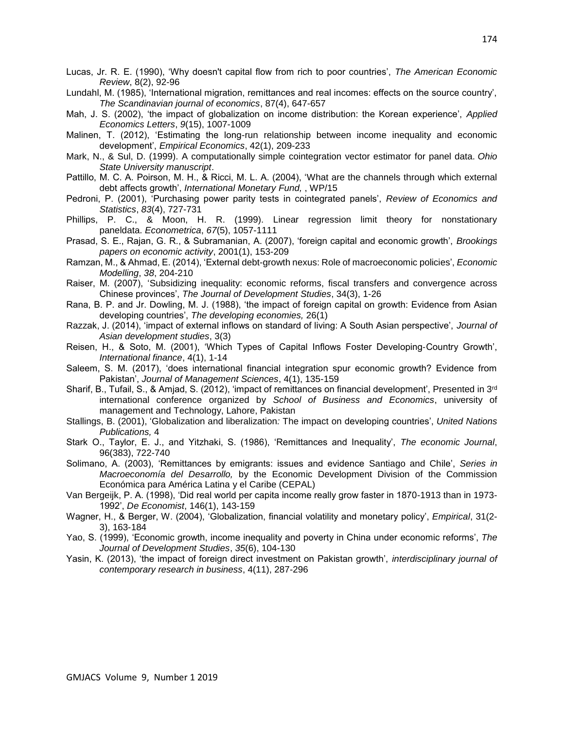Lucas, Jr. R. E. (1990), 'Why doesn't capital flow from rich to poor countries', *The American Economic Review*, 8(2), 92-96

Lundahl, M. (1985), 'International migration, remittances and real incomes: effects on the source country', *The Scandinavian journal of economics*, 87(4), 647-657

Mah, J. S. (2002), 'the impact of globalization on income distribution: the Korean experience', *Applied Economics Letters*, *9*(15), 1007-1009

Malinen, T. (2012), 'Estimating the long-run relationship between income inequality and economic development', *Empirical Economics*, 42(1), 209-233

Mark, N., & Sul, D. (1999). A computationally simple cointegration vector estimator for panel data. *Ohio State University manuscript*.

Pattillo, M. C. A. Poirson, M. H., & Ricci, M. L. A. (2004), 'What are the channels through which external debt affects growth', *International Monetary Fund,* , WP/15

Pedroni, P. (2001), 'Purchasing power parity tests in cointegrated panels', *Review of Economics and Statistics*, *83*(4), 727-731

Phillips, P. C., & Moon, H. R. (1999). Linear regression limit theory for nonstationary paneldata. *Econometrica*, *67*(5), 1057-1111

Prasad, S. E., Rajan, G. R., & Subramanian, A. (2007), 'foreign capital and economic growth', *Brookings papers on economic activity*, 2001(1), 153-209

Ramzan, M., & Ahmad, E. (2014), 'External debt-growth nexus: Role of macroeconomic policies', *Economic Modelling*, *38*, 204-210

Raiser, M. (2007), 'Subsidizing inequality: economic reforms, fiscal transfers and convergence across Chinese provinces', *The Journal of Development Studies*, 34(3), 1-26

Rana, B. P. and Jr. Dowling, M. J. (1988), 'the impact of foreign capital on growth: Evidence from Asian developing countries', *The developing economies,* 26(1)

Razzak, J. (2014), 'impact of external inflows on standard of living: A South Asian perspective', *Journal of Asian development studies*, 3(3)

Reisen, H., & Soto, M. (2001), 'Which Types of Capital Inflows Foster Developing‐Country Growth', *International finance*, 4(1), 1-14

Saleem, S. M. (2017), 'does international financial integration spur economic growth? Evidence from Pakistan', *Journal of Management Sciences*, 4(1), 135-159

Sharif, B., Tufail, S., & Amjad, S. (2012), 'impact of remittances on financial development', Presented in 3rd international conference organized by *School of Business and Economics*, university of management and Technology, Lahore, Pakistan

Stallings, B. (2001), 'Globalization and liberalization*:* The impact on developing countries', *United Nations Publications,* 4

Stark O., Taylor, E. J., and Yitzhaki, S. (1986), 'Remittances and Inequality', *The economic Journal*, 96(383), 722-740

Solimano, A. (2003), 'Remittances by emigrants: issues and evidence Santiago and Chile', *Series in Macroeconomía del Desarrollo,* by the Economic Development Division of the Commission Económica para América Latina y el Caribe (CEPAL)

Van Bergeijk, P. A. (1998), 'Did real world per capita income really grow faster in 1870-1913 than in 1973-1992', *De Economist*, 146(1), 143-159

Wagner, H., & Berger, W. (2004), 'Globalization, financial volatility and monetary policy', *Empirical*, 31(2-3), 163-184

Yao, S. (1999), 'Economic growth, income inequality and poverty in China under economic reforms', *The Journal of Development Studies*, *35*(6), 104-130

Yasin, K. (2013), 'the impact of foreign direct investment on Pakistan growth', *interdisciplinary journal of contemporary research in business*, 4(11), 287-296